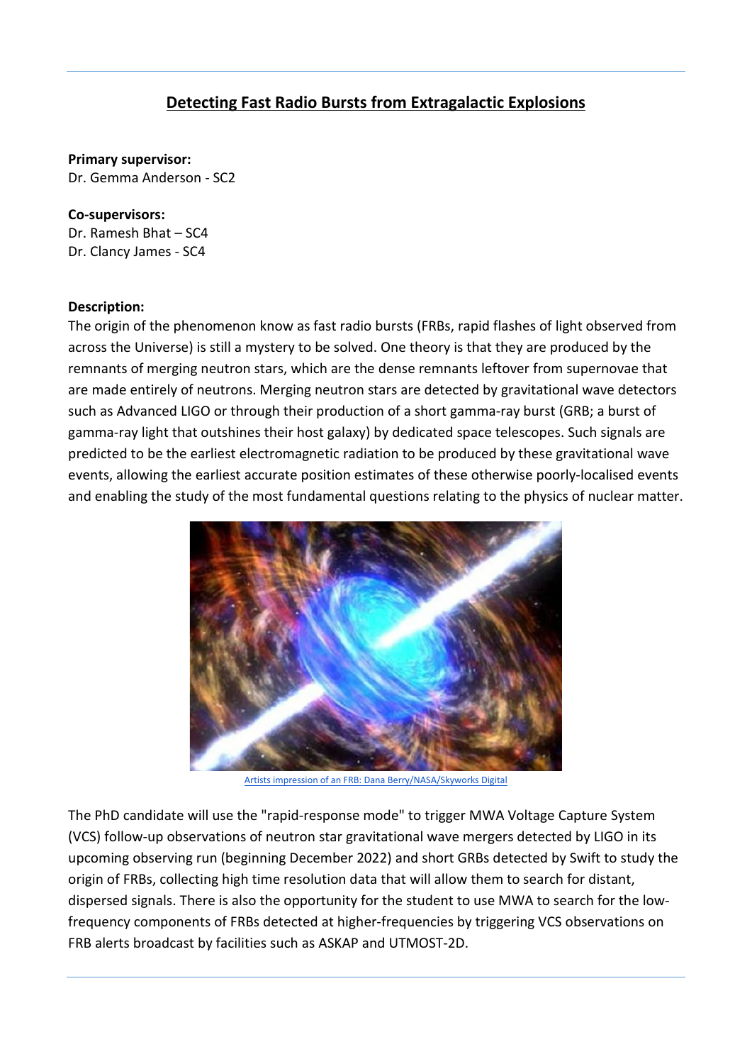# Detecting Fast Radio Bursts from Extragalactic Explosions

**Primary supervisor:**
Dr. Gemma Anderson - SC2

**Co-supervisors:**
Dr. Ramesh Bhat – SC4
Dr. Clancy James - SC4

**Description:**

The origin of the phenomenon know as fast radio bursts (FRBs, rapid flashes of light observed from across the Universe) is still a mystery to be solved. One theory is that they are produced by the remnants of merging neutron stars, which are the dense remnants leftover from supernovae that are made entirely of neutrons. Merging neutron stars are detected by gravitational wave detectors such as Advanced LIGO or through their production of a short gamma-ray burst (GRB; a burst of gamma-ray light that outshines their host galaxy) by dedicated space telescopes. Such signals are predicted to be the earliest electromagnetic radiation to be produced by these gravitational wave events, allowing the earliest accurate position estimates of these otherwise poorly-localised events and enabling the study of the most fundamental questions relating to the physics of nuclear matter.

Artists impression of an FRB: Dana Berry/NASA/Skyworks Digital

The PhD candidate will use the "rapid-response mode" to trigger MWA Voltage Capture System (VCS) follow-up observations of neutron star gravitational wave mergers detected by LIGO in its upcoming observing run (beginning December 2022) and short GRBs detected by Swift to study the origin of FRBs, collecting high time resolution data that will allow them to search for distant, dispersed signals. There is also the opportunity for the student to use MWA to search for the low-frequency components of FRBs detected at higher-frequencies by triggering VCS observations on FRB alerts broadcast by facilities such as ASKAP and UTMOST-2D.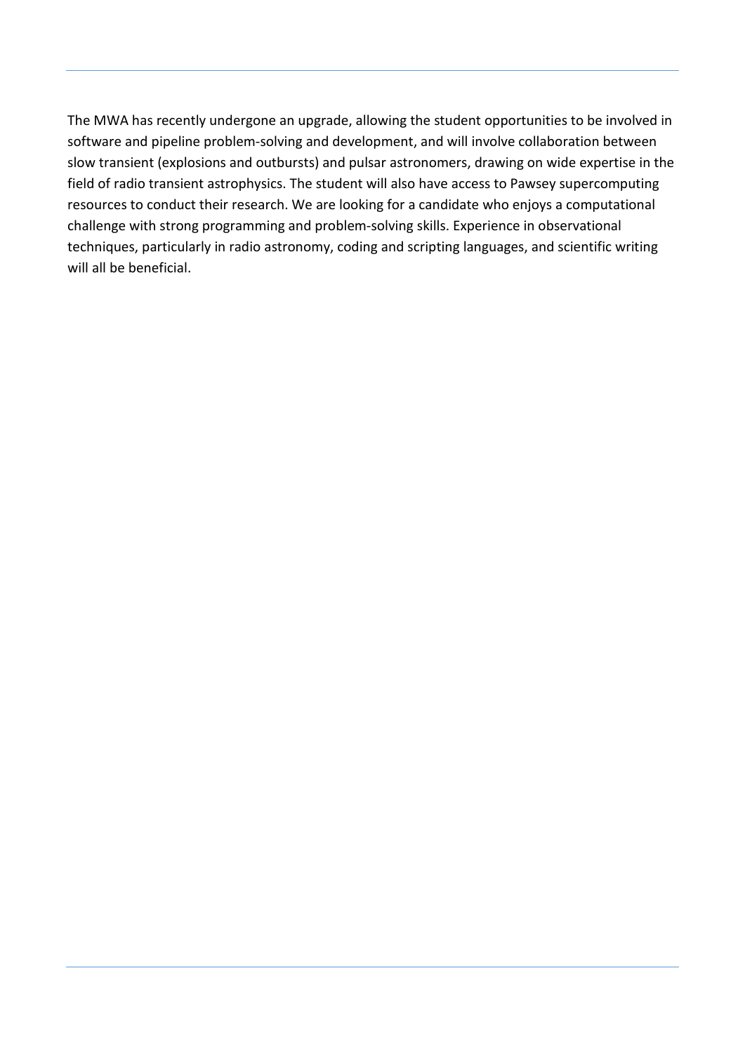The MWA has recently undergone an upgrade, allowing the student opportunities to be involved in software and pipeline problem-solving and development, and will involve collaboration between slow transient (explosions and outbursts) and pulsar astronomers, drawing on wide expertise in the field of radio transient astrophysics. The student will also have access to Pawsey supercomputing resources to conduct their research. We are looking for a candidate who enjoys a computational challenge with strong programming and problem-solving skills. Experience in observational techniques, particularly in radio astronomy, coding and scripting languages, and scientific writing will all be beneficial.